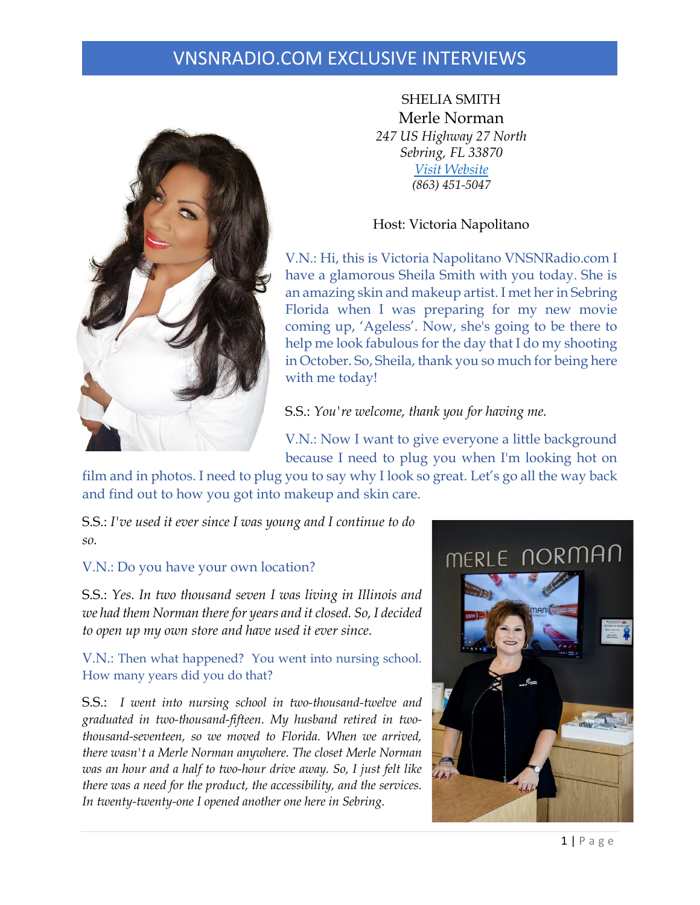# VNSNRADIO.COM EXCLUSIVE INTERVIEWS

SHELIA SMITH
Merle Norman
*247 US Highway 27 North*
*Sebring, FL 33870*
*[Visit Website]*
*(863) 451-5047*

Host: Victoria Napolitano

V.N.: Hi, this is Victoria Napolitano VNSNRadio.com I have a glamorous Sheila Smith with you today. She is an amazing skin and makeup artist. I met her in Sebring Florida when I was preparing for my new movie coming up, 'Ageless'. Now, she's going to be there to help me look fabulous for the day that I do my shooting in October. So, Sheila, thank you so much for being here with me today!

S.S.: *You're welcome, thank you for having me.*

V.N.: Now I want to give everyone a little background because I need to plug you when I'm looking hot on film and in photos. I need to plug you to say why I look so great. Let's go all the way back and find out to how you got into makeup and skin care.

S.S.: *I've used it ever since I was young and I continue to do so.*

V.N.: Do you have your own location?

S.S.: *Yes. In two thousand seven I was living in Illinois and we had them Norman there for years and it closed. So, I decided to open up my own store and have used it ever since.*

V.N.: Then what happened? You went into nursing school. How many years did you do that?

S.S.: *I went into nursing school in two-thousand-twelve and graduated in two-thousand-fifteen. My husband retired in two-thousand-seventeen, so we moved to Florida. When we arrived, there wasn't a Merle Norman anywhere. The closet Merle Norman was an hour and a half to two-hour drive away. So, I just felt like there was a need for the product, the accessibility, and the services. In twenty-twenty-one I opened another one here in Sebring.*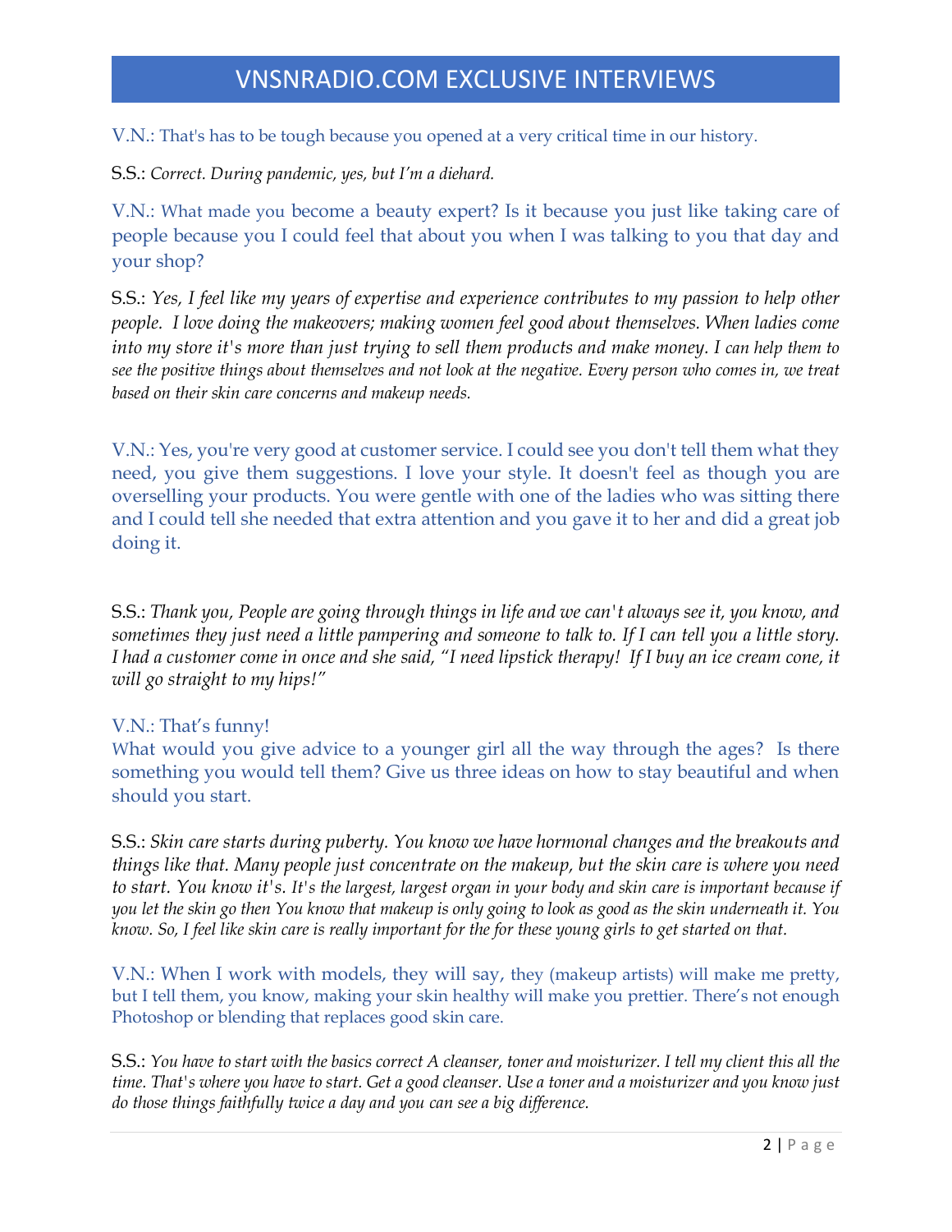V.N.: That's has to be tough because you opened at a very critical time in our history.

S.S.: *Correct. During pandemic, yes, but I'm a diehard.*

V.N.: What made you become a beauty expert? Is it because you just like taking care of people because you I could feel that about you when I was talking to you that day and your shop?

S.S.: *Yes, I feel like my years of expertise and experience contributes to my passion to help other people. I love doing the makeovers; making women feel good about themselves. When ladies come into my store it's more than just trying to sell them products and make money. I can help them to see the positive things about themselves and not look at the negative. Every person who comes in, we treat based on their skin care concerns and makeup needs.*

V.N.: Yes, you're very good at customer service. I could see you don't tell them what they need, you give them suggestions. I love your style. It doesn't feel as though you are overselling your products. You were gentle with one of the ladies who was sitting there and I could tell she needed that extra attention and you gave it to her and did a great job doing it.

S.S.: *Thank you, People are going through things in life and we can't always see it, you know, and sometimes they just need a little pampering and someone to talk to. If I can tell you a little story. I had a customer come in once and she said, "I need lipstick therapy! If I buy an ice cream cone, it will go straight to my hips!"*

V.N.: That's funny!
What would you give advice to a younger girl all the way through the ages? Is there something you would tell them? Give us three ideas on how to stay beautiful and when should you start.

S.S.: *Skin care starts during puberty. You know we have hormonal changes and the breakouts and things like that. Many people just concentrate on the makeup, but the skin care is where you need to start. You know it's. It's the largest, largest organ in your body and skin care is important because if you let the skin go then You know that makeup is only going to look as good as the skin underneath it. You know. So, I feel like skin care is really important for the for these young girls to get started on that.*

V.N.: When I work with models, they will say, they (makeup artists) will make me pretty, but I tell them, you know, making your skin healthy will make you prettier. There's not enough Photoshop or blending that replaces good skin care.

S.S.: *You have to start with the basics correct A cleanser, toner and moisturizer. I tell my client this all the time. That's where you have to start. Get a good cleanser. Use a toner and a moisturizer and you know just do those things faithfully twice a day and you can see a big difference.*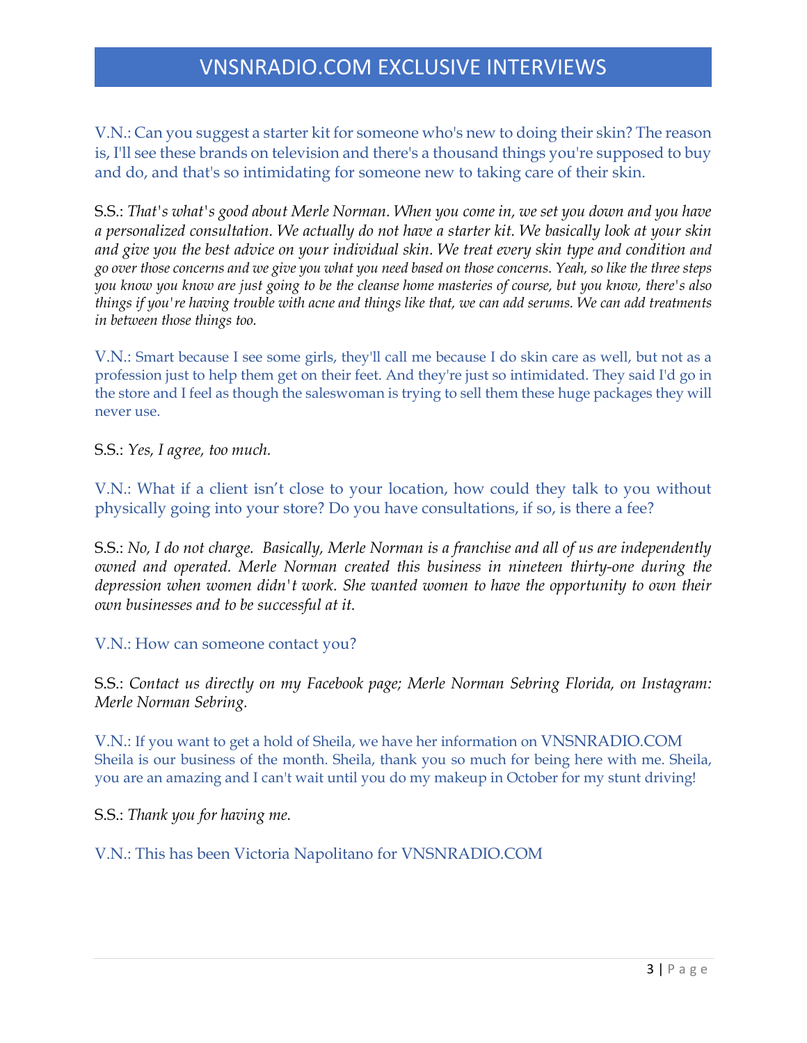V.N.: Can you suggest a starter kit for someone who's new to doing their skin? The reason is, I'll see these brands on television and there's a thousand things you're supposed to buy and do, and that's so intimidating for someone new to taking care of their skin.

S.S.: *That's what's good about Merle Norman. When you come in, we set you down and you have a personalized consultation. We actually do not have a starter kit. We basically look at your skin and give you the best advice on your individual skin. We treat every skin type and condition and go over those concerns and we give you what you need based on those concerns. Yeah, so like the three steps you know you know are just going to be the cleanse home masteries of course, but you know, there's also things if you're having trouble with acne and things like that, we can add serums. We can add treatments in between those things too.*

V.N.: Smart because I see some girls, they'll call me because I do skin care as well, but not as a profession just to help them get on their feet. And they're just so intimidated. They said I'd go in the store and I feel as though the saleswoman is trying to sell them these huge packages they will never use.

S.S.: *Yes, I agree, too much.*

V.N.: What if a client isn't close to your location, how could they talk to you without physically going into your store? Do you have consultations, if so, is there a fee?

S.S.: *No, I do not charge. Basically, Merle Norman is a franchise and all of us are independently owned and operated. Merle Norman created this business in nineteen thirty-one during the depression when women didn't work. She wanted women to have the opportunity to own their own businesses and to be successful at it.*

V.N.: How can someone contact you?

S.S.: *Contact us directly on my Facebook page; Merle Norman Sebring Florida, on Instagram: Merle Norman Sebring.*

V.N.: If you want to get a hold of Sheila, we have her information on VNSNRADIO.COM Sheila is our business of the month. Sheila, thank you so much for being here with me. Sheila, you are an amazing and I can't wait until you do my makeup in October for my stunt driving!

S.S.: *Thank you for having me.*

V.N.: This has been Victoria Napolitano for VNSNRADIO.COM